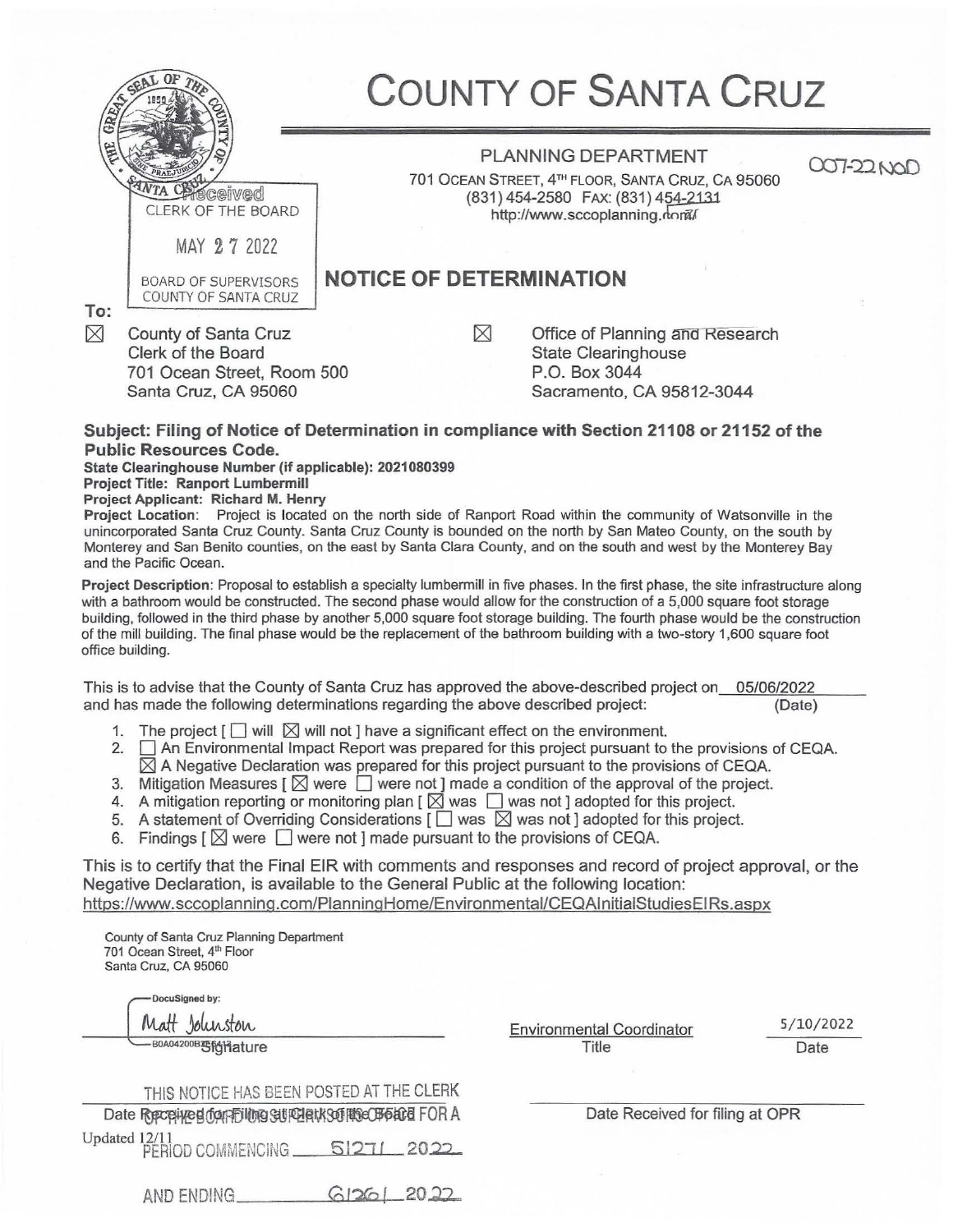# COUNTY OF SANTA CRUZ

PLANNING DEPARTMENT

701 OCEAN STREET, 4TH FLOOR, SANTA CRUZ, CA 95060
(831) 454-2580 FAX: (831) 454-2131
http://www.sccoplanning.com/

007-22 NOD

Received
CLERK OF THE BOARD
MAY 27 2022
BOARD OF SUPERVISORS
COUNTY OF SANTA CRUZ

## NOTICE OF DETERMINATION

To:

☒ County of Santa Cruz
Clerk of the Board
701 Ocean Street, Room 500
Santa Cruz, CA 95060

☒ Office of Planning and Research
State Clearinghouse
P.O. Box 3044
Sacramento, CA 95812-3044

**Subject: Filing of Notice of Determination in compliance with Section 21108 or 21152 of the Public Resources Code.**

**State Clearinghouse Number (if applicable): 2021080399**
**Project Title: Ranport Lumbermill**
**Project Applicant: Richard M. Henry**
**Project Location**: Project is located on the north side of Ranport Road within the community of Watsonville in the unincorporated Santa Cruz County. Santa Cruz County is bounded on the north by San Mateo County, on the south by Monterey and San Benito counties, on the east by Santa Clara County, and on the south and west by the Monterey Bay and the Pacific Ocean.

**Project Description**: Proposal to establish a specialty lumbermill in five phases. In the first phase, the site infrastructure along with a bathroom would be constructed. The second phase would allow for the construction of a 5,000 square foot storage building, followed in the third phase by another 5,000 square foot storage building. The fourth phase would be the construction of the mill building. The final phase would be the replacement of the bathroom building with a two-story 1,600 square foot office building.

This is to advise that the County of Santa Cruz has approved the above-described project on 05/06/2022 (Date) and has made the following determinations regarding the above described project:

1. The project [ ☐ will ☒ will not ] have a significant effect on the environment.
2. ☐ An Environmental Impact Report was prepared for this project pursuant to the provisions of CEQA.
   ☒ A Negative Declaration was prepared for this project pursuant to the provisions of CEQA.
3. Mitigation Measures [ ☒ were ☐ were not ] made a condition of the approval of the project.
4. A mitigation reporting or monitoring plan [ ☒ was ☐ was not ] adopted for this project.
5. A statement of Overriding Considerations [ ☐ was ☒ was not ] adopted for this project.
6. Findings [ ☒ were ☐ were not ] made pursuant to the provisions of CEQA.

This is to certify that the Final EIR with comments and responses and record of project approval, or the Negative Declaration, is available to the General Public at the following location:
https://www.sccoplanning.com/PlanningHome/Environmental/CEQAInitialStudiesEIRs.aspx

County of Santa Cruz Planning Department
701 Ocean Street, 4th Floor
Santa Cruz, CA 95060

DocuSigned by:
Matt Johnston
B0A04200B35F413 Signature

Environmental Coordinator
Title

5/10/2022
Date

THIS NOTICE HAS BEEN POSTED AT THE CLERK OF THE BOARD OF SUPERVISORS OFFICE FOR A PERIOD COMMENCING 5/27/ 2022 AND ENDING 6/26/ 2022

Date Received for Filing at Clerk of the Board

Date Received for filing at OPR

Updated 12/11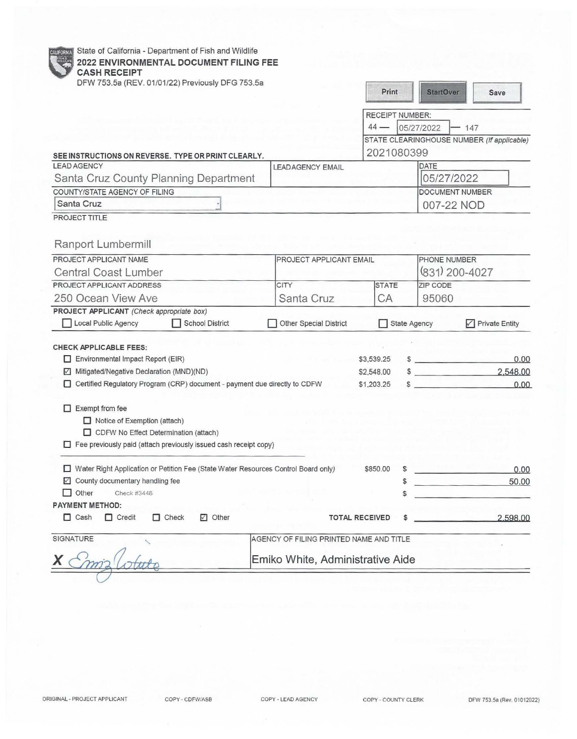State of California - Department of Fish and Wildlife

**2022 ENVIRONMENTAL DOCUMENT FILING FEE CASH RECEIPT**

DFW 753.5a (REV. 01/01/22) Previously DFG 753.5a

Print | StartOver | Save

RECEIPT NUMBER: 44 — 05/27/2022 — 147

STATE CLEARINGHOUSE NUMBER (If applicable): 2021080399

SEE INSTRUCTIONS ON REVERSE. TYPE OR PRINT CLEARLY.

| LEAD AGENCY | LEAD AGENCY EMAIL | DATE |
|---|---|---|
| Santa Cruz County Planning Department | | 05/27/2022 |

| COUNTY/STATE AGENCY OF FILING | DOCUMENT NUMBER |
|---|---|
| Santa Cruz | 007-22 NOD |

PROJECT TITLE

Ranport Lumbermill

| PROJECT APPLICANT NAME | PROJECT APPLICANT EMAIL | PHONE NUMBER |
|---|---|---|
| Central Coast Lumber | | (831) 200-4027 |

| PROJECT APPLICANT ADDRESS | CITY | STATE | ZIP CODE |
|---|---|---|---|
| 250 Ocean View Ave | Santa Cruz | CA | 95060 |

**PROJECT APPLICANT** (Check appropriate box)

☐ Local Public Agency ☐ School District ☐ Other Special District ☐ State Agency ☑ Private Entity

**CHECK APPLICABLE FEES:**

| | | |
|---|---|---|
| ☐ Environmental Impact Report (EIR) | $3,539.25 | $ 0.00 |
| ☑ Mitigated/Negative Declaration (MND)(ND) | $2,548.00 | $ 2,548.00 |
| ☐ Certified Regulatory Program (CRP) document - payment due directly to CDFW | $1,203.25 | $ 0.00 |

☐ Exempt from fee

☐ Notice of Exemption (attach)

☐ CDFW No Effect Determination (attach)

☐ Fee previously paid (attach previously issued cash receipt copy)

| | | |
|---|---|---|
| ☐ Water Right Application or Petition Fee (State Water Resources Control Board only) | $850.00 | $ 0.00 |
| ☑ County documentary handling fee | | $ 50.00 |
| ☐ Other Check #3448 | | $ |

**PAYMENT METHOD:**

☐ Cash ☐ Credit ☐ Check ☑ Other

TOTAL RECEIVED $ 2,598.00

| SIGNATURE | AGENCY OF FILING PRINTED NAME AND TITLE |
|---|---|
| X Emiz White | Emiko White, Administrative Aide |

ORIGINAL - PROJECT APPLICANT | COPY - CDFW/ASB | COPY - LEAD AGENCY | COPY - COUNTY CLERK | DFW 753.5a (Rev. 01012022)